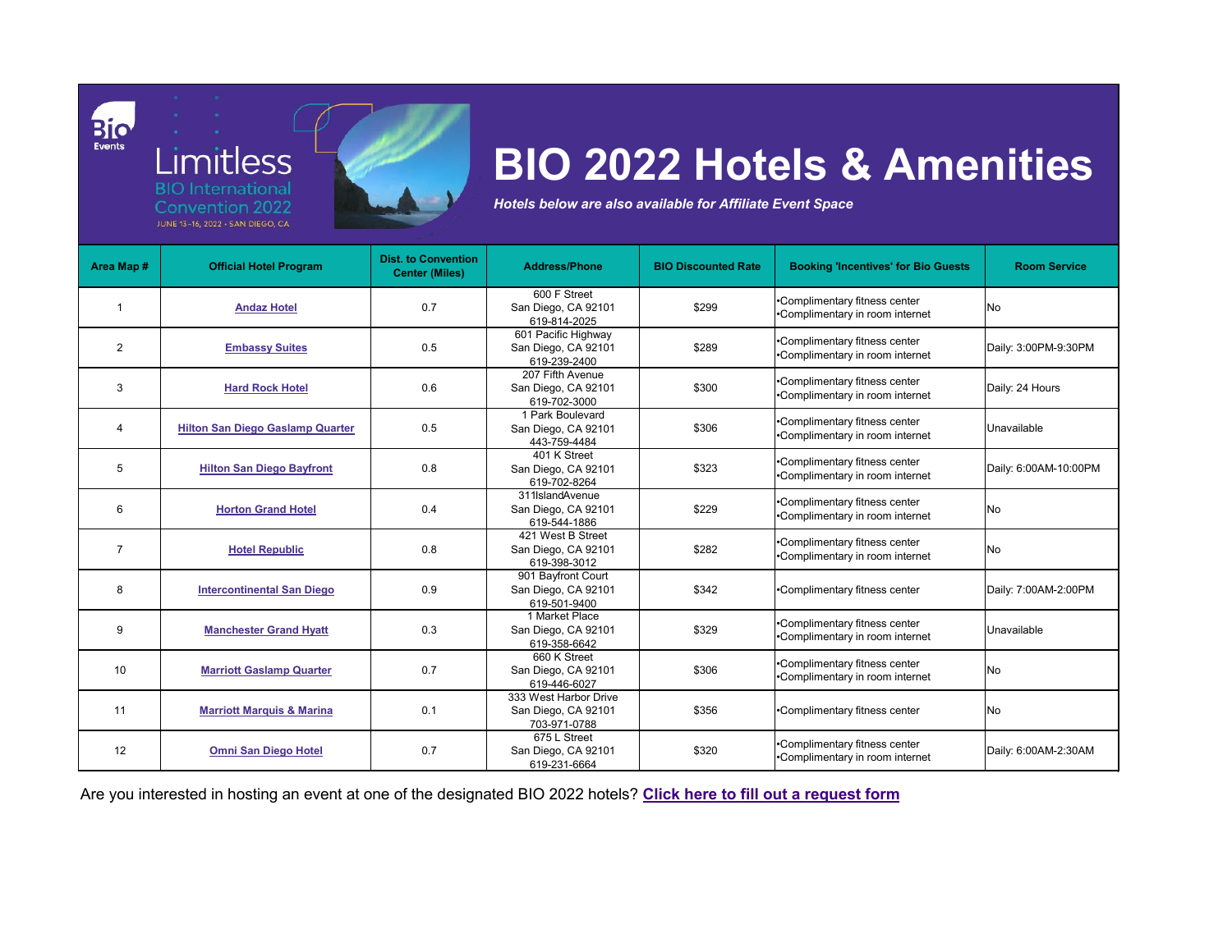Limitless
BIO International Convention 2022
JUNE 13-16, 2022 • SAN DIEGO, CA

# BIO 2022 Hotels & Amenities

***Hotels below are also available for Affiliate Event Space***

| Area Map # | Official Hotel Program | Dist. to Convention Center (Miles) | Address/Phone | BIO Discounted Rate | Booking 'Incentives' for Bio Guests | Room Service |
|---|---|---|---|---|---|---|
| 1 | **Andaz Hotel** | 0.7 | 600 F Street<br>San Diego, CA 92101<br>619-814-2025 | $299 | •Complimentary fitness center<br>•Complimentary in room internet | No |
| 2 | **Embassy Suites** | 0.5 | 601 Pacific Highway<br>San Diego, CA 92101<br>619-239-2400 | $289 | •Complimentary fitness center<br>•Complimentary in room internet | Daily: 3:00PM-9:30PM |
| 3 | **Hard Rock Hotel** | 0.6 | 207 Fifth Avenue<br>San Diego, CA 92101<br>619-702-3000 | $300 | •Complimentary fitness center<br>•Complimentary in room internet | Daily: 24 Hours |
| 4 | **Hilton San Diego Gaslamp Quarter** | 0.5 | 1 Park Boulevard<br>San Diego, CA 92101<br>443-759-4484 | $306 | •Complimentary fitness center<br>•Complimentary in room internet | Unavailable |
| 5 | **Hilton San Diego Bayfront** | 0.8 | 401 K Street<br>San Diego, CA 92101<br>619-702-8264 | $323 | •Complimentary fitness center<br>•Complimentary in room internet | Daily: 6:00AM-10:00PM |
| 6 | **Horton Grand Hotel** | 0.4 | 311IslandAvenue<br>San Diego, CA 92101<br>619-544-1886 | $229 | •Complimentary fitness center<br>•Complimentary in room internet | No |
| 7 | **Hotel Republic** | 0.8 | 421 West B Street<br>San Diego, CA 92101<br>619-398-3012 | $282 | •Complimentary fitness center<br>•Complimentary in room internet | No |
| 8 | **Intercontinental San Diego** | 0.9 | 901 Bayfront Court<br>San Diego, CA 92101<br>619-501-9400 | $342 | •Complimentary fitness center | Daily: 7:00AM-2:00PM |
| 9 | **Manchester Grand Hyatt** | 0.3 | 1 Market Place<br>San Diego, CA 92101<br>619-358-6642 | $329 | •Complimentary fitness center<br>•Complimentary in room internet | Unavailable |
| 10 | **Marriott Gaslamp Quarter** | 0.7 | 660 K Street<br>San Diego, CA 92101<br>619-446-6027 | $306 | •Complimentary fitness center<br>•Complimentary in room internet | No |
| 11 | **Marriott Marquis & Marina** | 0.1 | 333 West Harbor Drive<br>San Diego, CA 92101<br>703-971-0788 | $356 | •Complimentary fitness center | No |
| 12 | **Omni San Diego Hotel** | 0.7 | 675 L Street<br>San Diego, CA 92101<br>619-231-6664 | $320 | •Complimentary fitness center<br>•Complimentary in room internet | Daily: 6:00AM-2:30AM |

Are you interested in hosting an event at one of the designated BIO 2022 hotels? **Click here to fill out a request form**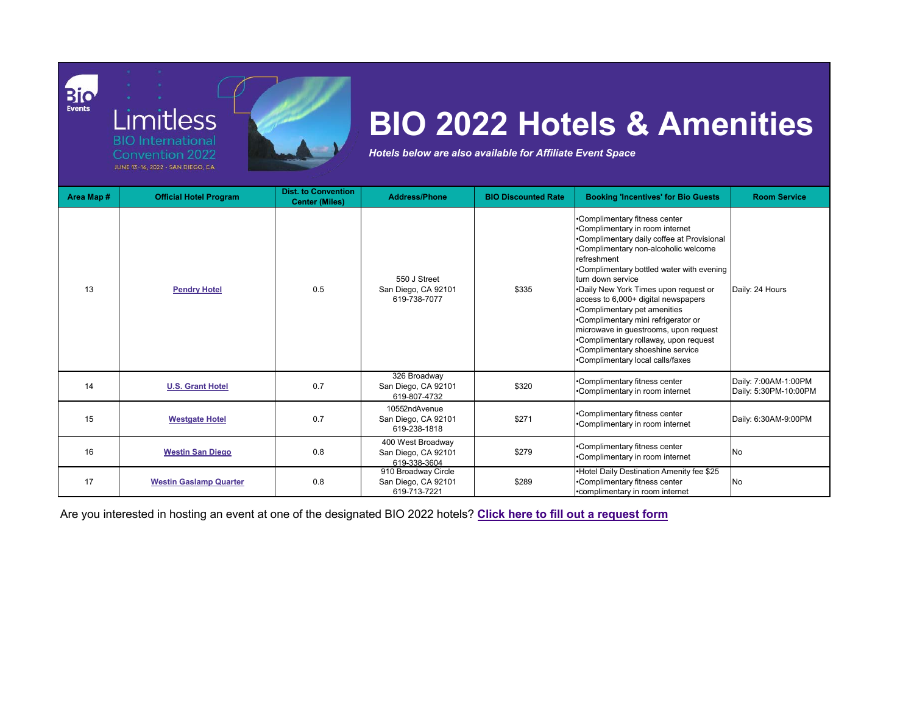Limitless

BIO International Convention 2022

JUNE 13-16, 2022 · SAN DIEGO, CA

# BIO 2022 Hotels & Amenities

*Hotels below are also available for Affiliate Event Space*

| Area Map # | Official Hotel Program | Dist. to Convention Center (Miles) | Address/Phone | BIO Discounted Rate | Booking 'Incentives' for Bio Guests | Room Service |
|---|---|---|---|---|---|---|
| 13 | Pendry Hotel | 0.5 | 550 J Street<br>San Diego, CA 92101<br>619-738-7077 | $335 | •Complimentary fitness center<br>•Complimentary in room internet<br>•Complimentary daily coffee at Provisional<br>•Complimentary non-alcoholic welcome refreshment<br>•Complimentary bottled water with evening turn down service<br>•Daily New York Times upon request or access to 6,000+ digital newspapers<br>•Complimentary pet amenities<br>•Complimentary mini refrigerator or microwave in guestrooms, upon request<br>•Complimentary rollaway, upon request<br>•Complimentary shoeshine service<br>•Complimentary local calls/faxes | Daily: 24 Hours |
| 14 | U.S. Grant Hotel | 0.7 | 326 Broadway<br>San Diego, CA 92101<br>619-807-4732 | $320 | •Complimentary fitness center<br>•Complimentary in room internet | Daily: 7:00AM-1:00PM<br>Daily: 5:30PM-10:00PM |
| 15 | Westgate Hotel | 0.7 | 10552ndAvenue<br>San Diego, CA 92101<br>619-238-1818 | $271 | •Complimentary fitness center<br>•Complimentary in room internet | Daily: 6:30AM-9:00PM |
| 16 | Westin San Diego | 0.8 | 400 West Broadway<br>San Diego, CA 92101<br>619-338-3604 | $279 | •Complimentary fitness center<br>•Complimentary in room internet | No |
| 17 | Westin Gaslamp Quarter | 0.8 | 910 Broadway Circle<br>San Diego, CA 92101<br>619-713-7221 | $289 | •Hotel Daily Destination Amenity fee $25<br>•Complimentary fitness center<br>•complimentary in room internet | No |

Are you interested in hosting an event at one of the designated BIO 2022 hotels? **Click here to fill out a request form**